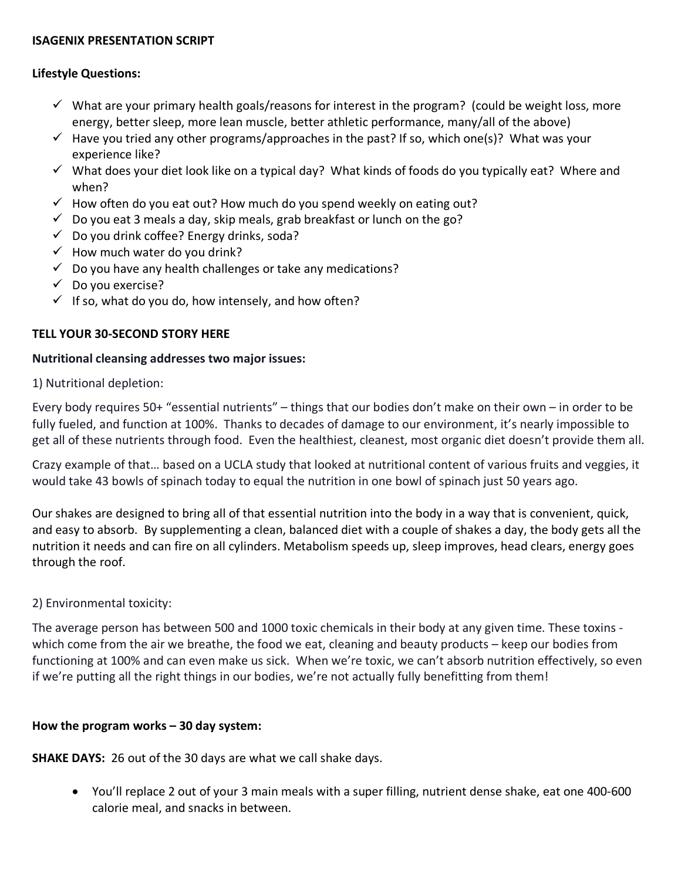**ISAGENIX PRESENTATION SCRIPT**

**Lifestyle Questions:**

- ✓ What are your primary health goals/reasons for interest in the program? (could be weight loss, more energy, better sleep, more lean muscle, better athletic performance, many/all of the above)
- ✓ Have you tried any other programs/approaches in the past? If so, which one(s)? What was your experience like?
- ✓ What does your diet look like on a typical day? What kinds of foods do you typically eat? Where and when?
- ✓ How often do you eat out? How much do you spend weekly on eating out?
- ✓ Do you eat 3 meals a day, skip meals, grab breakfast or lunch on the go?
- ✓ Do you drink coffee? Energy drinks, soda?
- ✓ How much water do you drink?
- ✓ Do you have any health challenges or take any medications?
- ✓ Do you exercise?
- ✓ If so, what do you do, how intensely, and how often?

**TELL YOUR 30-SECOND STORY HERE**

**Nutritional cleansing addresses two major issues:**

1) Nutritional depletion:

Every body requires 50+ "essential nutrients" – things that our bodies don't make on their own – in order to be fully fueled, and function at 100%. Thanks to decades of damage to our environment, it's nearly impossible to get all of these nutrients through food. Even the healthiest, cleanest, most organic diet doesn't provide them all.

Crazy example of that… based on a UCLA study that looked at nutritional content of various fruits and veggies, it would take 43 bowls of spinach today to equal the nutrition in one bowl of spinach just 50 years ago.

Our shakes are designed to bring all of that essential nutrition into the body in a way that is convenient, quick, and easy to absorb. By supplementing a clean, balanced diet with a couple of shakes a day, the body gets all the nutrition it needs and can fire on all cylinders. Metabolism speeds up, sleep improves, head clears, energy goes through the roof.

2) Environmental toxicity:

The average person has between 500 and 1000 toxic chemicals in their body at any given time. These toxins - which come from the air we breathe, the food we eat, cleaning and beauty products – keep our bodies from functioning at 100% and can even make us sick. When we're toxic, we can't absorb nutrition effectively, so even if we're putting all the right things in our bodies, we're not actually fully benefitting from them!

**How the program works – 30 day system:**

**SHAKE DAYS:** 26 out of the 30 days are what we call shake days.

- You'll replace 2 out of your 3 main meals with a super filling, nutrient dense shake, eat one 400-600 calorie meal, and snacks in between.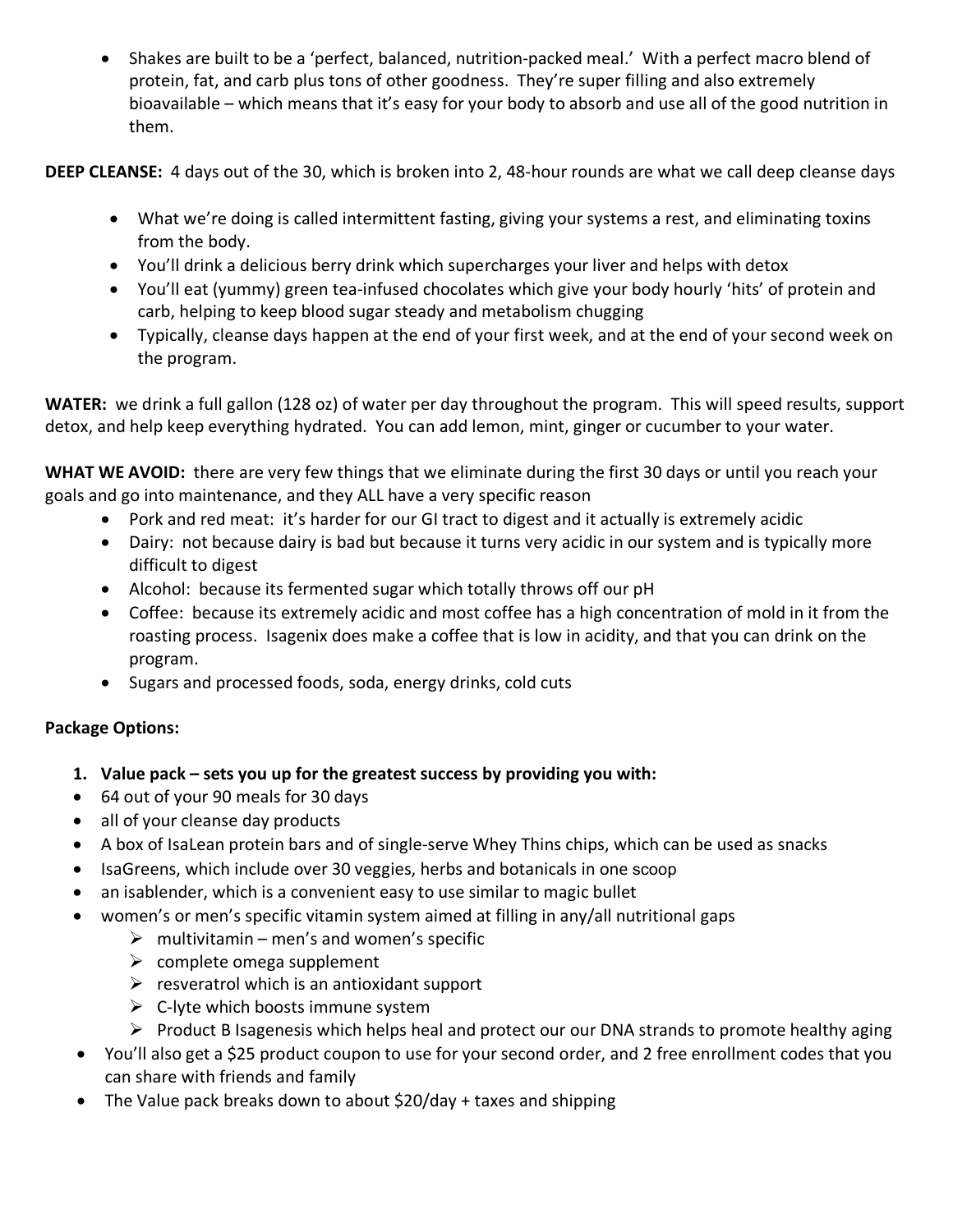- Shakes are built to be a 'perfect, balanced, nutrition-packed meal.' With a perfect macro blend of protein, fat, and carb plus tons of other goodness. They're super filling and also extremely bioavailable – which means that it's easy for your body to absorb and use all of the good nutrition in them.

**DEEP CLEANSE:** 4 days out of the 30, which is broken into 2, 48-hour rounds are what we call deep cleanse days

- What we're doing is called intermittent fasting, giving your systems a rest, and eliminating toxins from the body.
- You'll drink a delicious berry drink which supercharges your liver and helps with detox
- You'll eat (yummy) green tea-infused chocolates which give your body hourly 'hits' of protein and carb, helping to keep blood sugar steady and metabolism chugging
- Typically, cleanse days happen at the end of your first week, and at the end of your second week on the program.

**WATER:** we drink a full gallon (128 oz) of water per day throughout the program. This will speed results, support detox, and help keep everything hydrated. You can add lemon, mint, ginger or cucumber to your water.

**WHAT WE AVOID:** there are very few things that we eliminate during the first 30 days or until you reach your goals and go into maintenance, and they ALL have a very specific reason

- Pork and red meat: it's harder for our GI tract to digest and it actually is extremely acidic
- Dairy: not because dairy is bad but because it turns very acidic in our system and is typically more difficult to digest
- Alcohol: because its fermented sugar which totally throws off our pH
- Coffee: because its extremely acidic and most coffee has a high concentration of mold in it from the roasting process. Isagenix does make a coffee that is low in acidity, and that you can drink on the program.
- Sugars and processed foods, soda, energy drinks, cold cuts

**Package Options:**

1. **Value pack – sets you up for the greatest success by providing you with:**

- 64 out of your 90 meals for 30 days
- all of your cleanse day products
- A box of IsaLean protein bars and of single-serve Whey Thins chips, which can be used as snacks
- IsaGreens, which include over 30 veggies, herbs and botanicals in one scoop
- an isablender, which is a convenient easy to use similar to magic bullet
- women's or men's specific vitamin system aimed at filling in any/all nutritional gaps
  - multivitamin – men's and women's specific
  - complete omega supplement
  - resveratrol which is an antioxidant support
  - C-lyte which boosts immune system
  - Product B Isagenesis which helps heal and protect our our DNA strands to promote healthy aging
- You'll also get a $25 product coupon to use for your second order, and 2 free enrollment codes that you can share with friends and family
- The Value pack breaks down to about $20/day + taxes and shipping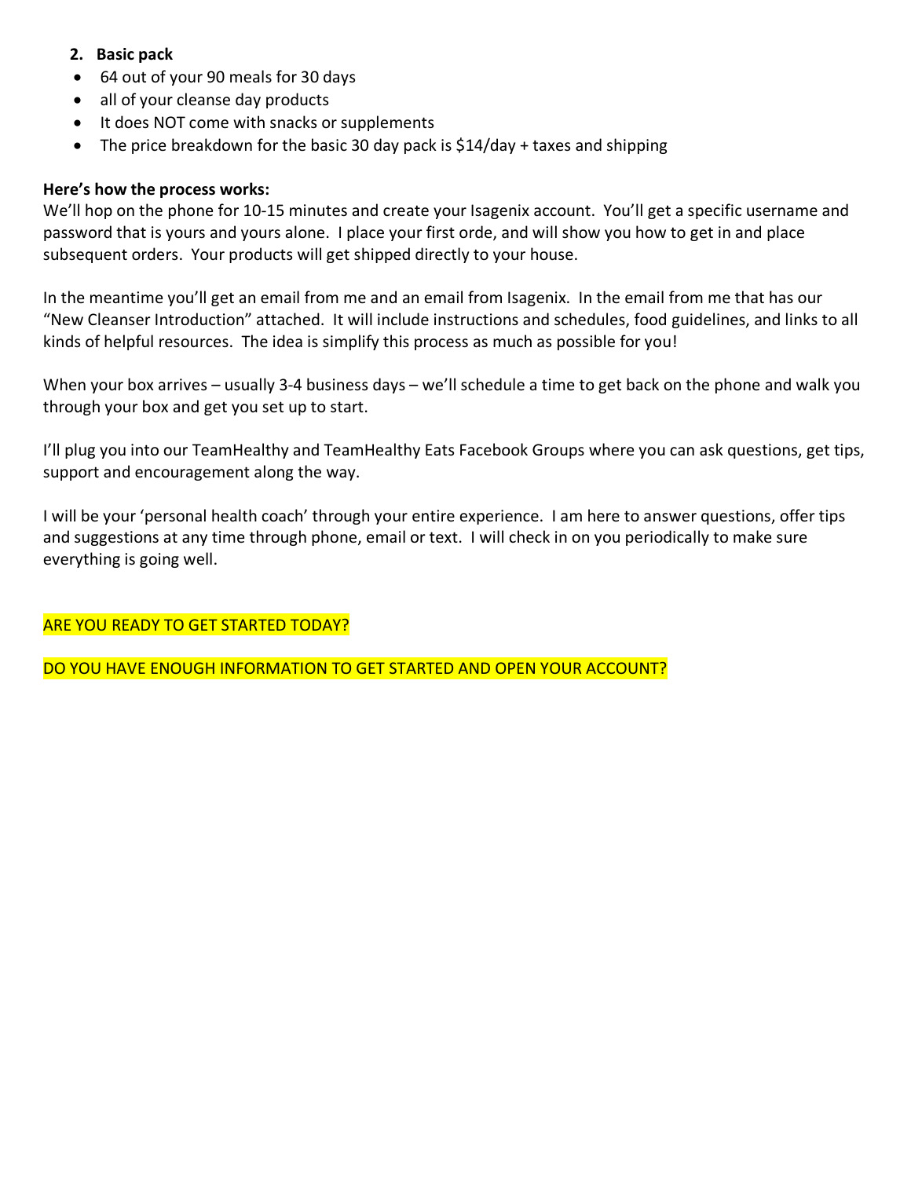2. **Basic pack**

- 64 out of your 90 meals for 30 days
- all of your cleanse day products
- It does NOT come with snacks or supplements
- The price breakdown for the basic 30 day pack is $14/day + taxes and shipping

**Here's how the process works:**
We'll hop on the phone for 10-15 minutes and create your Isagenix account. You'll get a specific username and password that is yours and yours alone. I place your first orde, and will show you how to get in and place subsequent orders. Your products will get shipped directly to your house.

In the meantime you'll get an email from me and an email from Isagenix. In the email from me that has our "New Cleanser Introduction" attached. It will include instructions and schedules, food guidelines, and links to all kinds of helpful resources. The idea is simplify this process as much as possible for you!

When your box arrives – usually 3-4 business days – we'll schedule a time to get back on the phone and walk you through your box and get you set up to start.

I'll plug you into our TeamHealthy and TeamHealthy Eats Facebook Groups where you can ask questions, get tips, support and encouragement along the way.

I will be your 'personal health coach' through your entire experience. I am here to answer questions, offer tips and suggestions at any time through phone, email or text. I will check in on you periodically to make sure everything is going well.

ARE YOU READY TO GET STARTED TODAY?

DO YOU HAVE ENOUGH INFORMATION TO GET STARTED AND OPEN YOUR ACCOUNT?